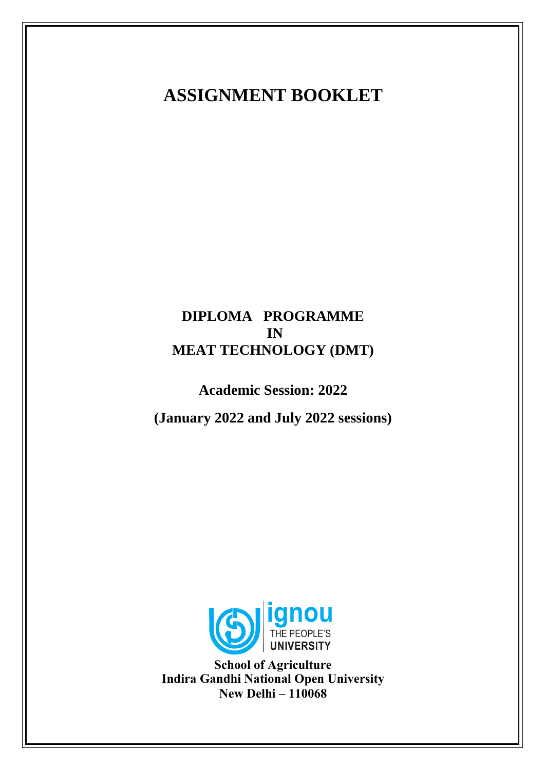# ASSIGNMENT BOOKLET

## DIPLOMA PROGRAMME IN MEAT TECHNOLOGY (DMT)

**Academic Session: 2022**

**(January 2022 and July 2022 sessions)**

ignou
THE PEOPLE'S
UNIVERSITY

**School of Agriculture**
**Indira Gandhi National Open University**
**New Delhi – 110068**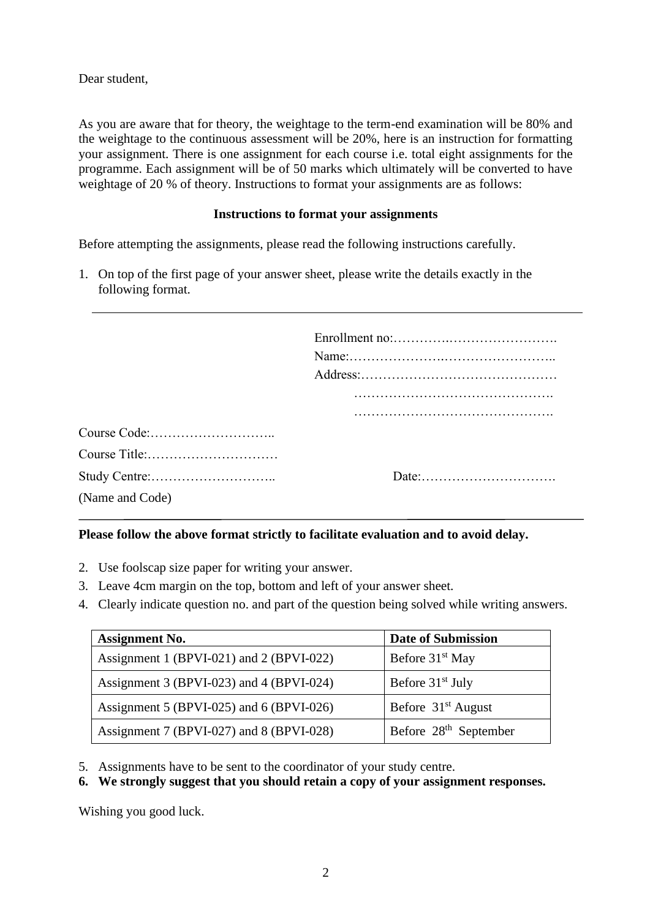Dear student,

As you are aware that for theory, the weightage to the term-end examination will be 80% and the weightage to the continuous assessment will be 20%, here is an instruction for formatting your assignment. There is one assignment for each course i.e. total eight assignments for the programme. Each assignment will be of 50 marks which ultimately will be converted to have weightage of 20 % of theory. Instructions to format your assignments are as follows:

**Instructions to format your assignments**

Before attempting the assignments, please read the following instructions carefully.

1. On top of the first page of your answer sheet, please write the details exactly in the following format.

---

Enrollment no:…………..…………………….

Name:…………………..……………………..

Address:………………………………………

……………………………………….

……………………………………….

Course Code:………………………..

Course Title:…………………………

Study Centre:……………………….. Date:………………………….

(Name and Code)

---

**Please follow the above format strictly to facilitate evaluation and to avoid delay.**

2. Use foolscap size paper for writing your answer.
3. Leave 4cm margin on the top, bottom and left of your answer sheet.
4. Clearly indicate question no. and part of the question being solved while writing answers.

| Assignment No. | Date of Submission |
| --- | --- |
| Assignment 1 (BPVI-021) and 2 (BPVI-022) | Before 31st May |
| Assignment 3 (BPVI-023) and 4 (BPVI-024) | Before 31st July |
| Assignment 5 (BPVI-025) and 6 (BPVI-026) | Before 31st August |
| Assignment 7 (BPVI-027) and 8 (BPVI-028) | Before 28th September |

5. Assignments have to be sent to the coordinator of your study centre.
6. **We strongly suggest that you should retain a copy of your assignment responses.**

Wishing you good luck.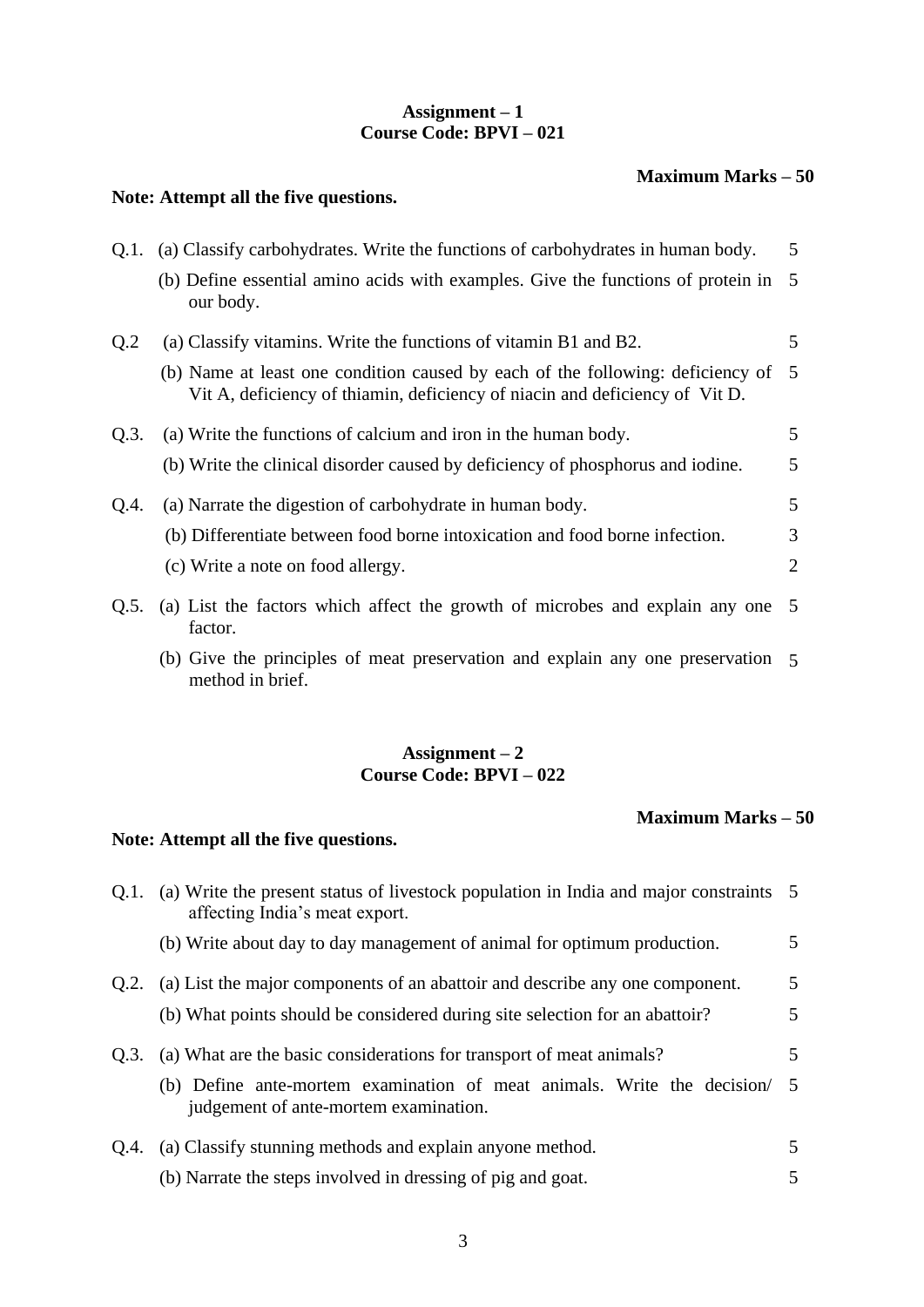### Assignment – 1
### Course Code: BPVI – 021

**Maximum Marks – 50**

**Note: Attempt all the five questions.**

| | | Marks |
|---|---|---|
| Q.1. | (a) Classify carbohydrates. Write the functions of carbohydrates in human body. | 5 |
| | (b) Define essential amino acids with examples. Give the functions of protein in our body. | 5 |
| Q.2 | (a) Classify vitamins. Write the functions of vitamin B1 and B2. | 5 |
| | (b) Name at least one condition caused by each of the following: deficiency of Vit A, deficiency of thiamin, deficiency of niacin and deficiency of Vit D. | 5 |
| Q.3. | (a) Write the functions of calcium and iron in the human body. | 5 |
| | (b) Write the clinical disorder caused by deficiency of phosphorus and iodine. | 5 |
| Q.4. | (a) Narrate the digestion of carbohydrate in human body. | 5 |
| | (b) Differentiate between food borne intoxication and food borne infection. | 3 |
| | (c) Write a note on food allergy. | 2 |
| Q.5. | (a) List the factors which affect the growth of microbes and explain any one factor. | 5 |
| | (b) Give the principles of meat preservation and explain any one preservation method in brief. | 5 |

### Assignment – 2
### Course Code: BPVI – 022

**Maximum Marks – 50**

**Note: Attempt all the five questions.**

| | | Marks |
|---|---|---|
| Q.1. | (a) Write the present status of livestock population in India and major constraints affecting India's meat export. | 5 |
| | (b) Write about day to day management of animal for optimum production. | 5 |
| Q.2. | (a) List the major components of an abattoir and describe any one component. | 5 |
| | (b) What points should be considered during site selection for an abattoir? | 5 |
| Q.3. | (a) What are the basic considerations for transport of meat animals? | 5 |
| | (b) Define ante-mortem examination of meat animals. Write the decision/ judgement of ante-mortem examination. | 5 |
| Q.4. | (a) Classify stunning methods and explain anyone method. | 5 |
| | (b) Narrate the steps involved in dressing of pig and goat. | 5 |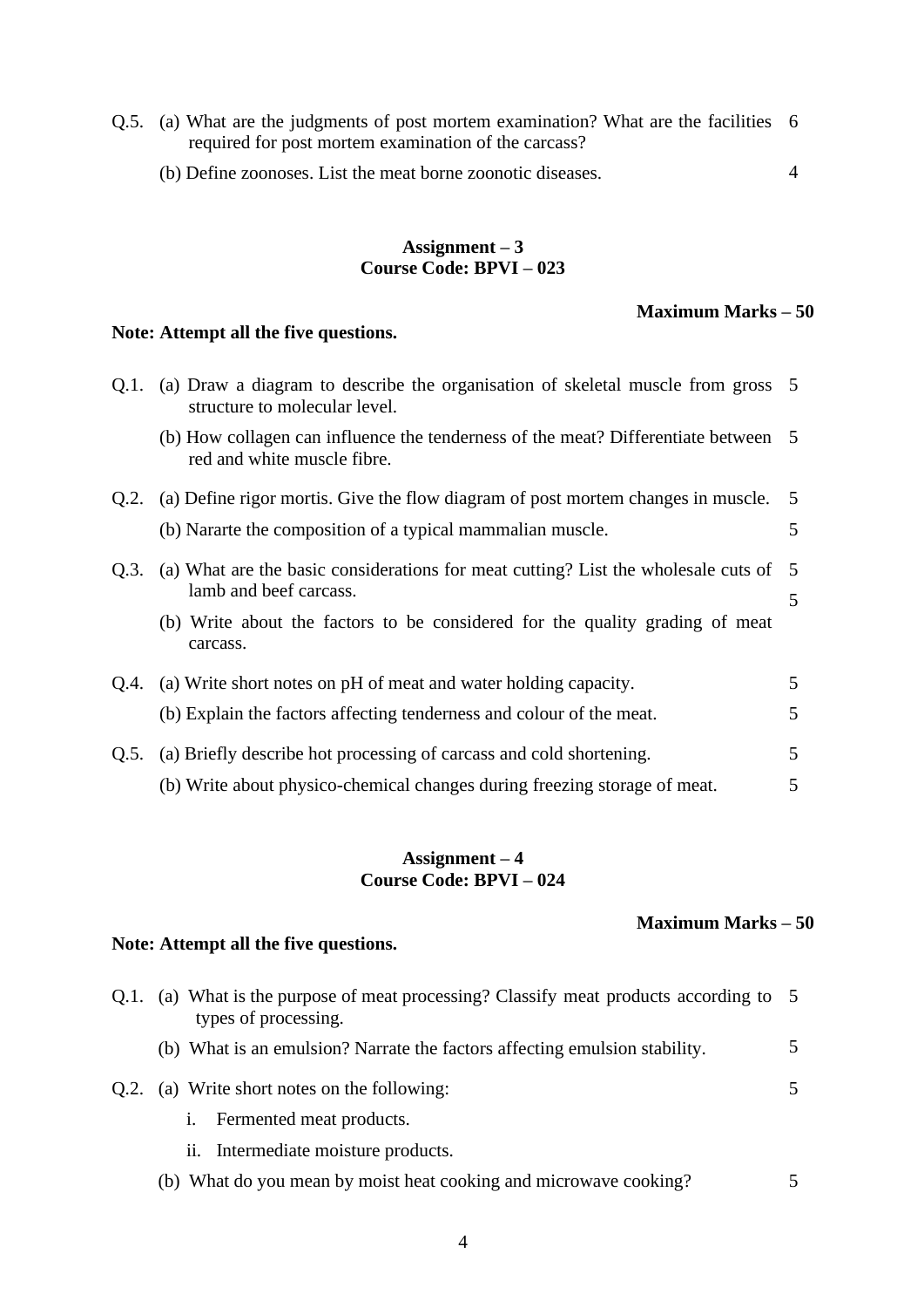Q.5. (a) What are the judgments of post mortem examination? What are the facilities required for post mortem examination of the carcass? 6

(b) Define zoonoses. List the meat borne zoonotic diseases. 4

## Assignment – 3
## Course Code: BPVI – 023

**Maximum Marks – 50**

**Note: Attempt all the five questions.**

Q.1. (a) Draw a diagram to describe the organisation of skeletal muscle from gross structure to molecular level. 5

(b) How collagen can influence the tenderness of the meat? Differentiate between red and white muscle fibre. 5

Q.2. (a) Define rigor mortis. Give the flow diagram of post mortem changes in muscle. 5

(b) Nararte the composition of a typical mammalian muscle. 5

Q.3. (a) What are the basic considerations for meat cutting? List the wholesale cuts of lamb and beef carcass. 5

(b) Write about the factors to be considered for the quality grading of meat carcass. 5

Q.4. (a) Write short notes on pH of meat and water holding capacity. 5

(b) Explain the factors affecting tenderness and colour of the meat. 5

Q.5. (a) Briefly describe hot processing of carcass and cold shortening. 5

(b) Write about physico-chemical changes during freezing storage of meat. 5

## Assignment – 4
## Course Code: BPVI – 024

**Maximum Marks – 50**

**Note: Attempt all the five questions.**

Q.1. (a) What is the purpose of meat processing? Classify meat products according to types of processing. 5

(b) What is an emulsion? Narrate the factors affecting emulsion stability. 5

Q.2. (a) Write short notes on the following: 5

i. Fermented meat products.

ii. Intermediate moisture products.

(b) What do you mean by moist heat cooking and microwave cooking? 5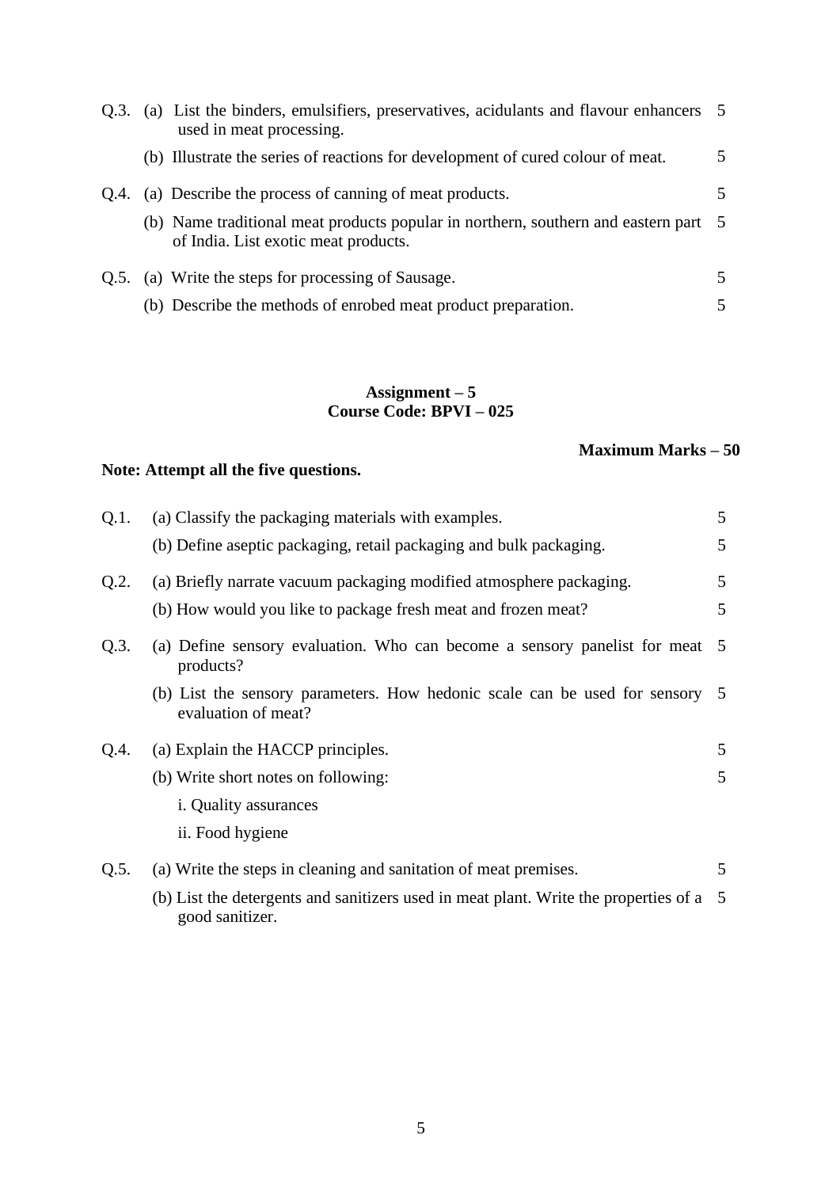Q.3. (a) List the binders, emulsifiers, preservatives, acidulants and flavour enhancers used in meat processing. 5

(b) Illustrate the series of reactions for development of cured colour of meat. 5

Q.4. (a) Describe the process of canning of meat products. 5

(b) Name traditional meat products popular in northern, southern and eastern part of India. List exotic meat products. 5

Q.5. (a) Write the steps for processing of Sausage. 5

(b) Describe the methods of enrobed meat product preparation. 5

**Assignment – 5**
**Course Code: BPVI – 025**

**Maximum Marks – 50**

**Note: Attempt all the five questions.**

Q.1. (a) Classify the packaging materials with examples. 5

(b) Define aseptic packaging, retail packaging and bulk packaging. 5

Q.2. (a) Briefly narrate vacuum packaging modified atmosphere packaging. 5

(b) How would you like to package fresh meat and frozen meat? 5

Q.3. (a) Define sensory evaluation. Who can become a sensory panelist for meat products? 5

(b) List the sensory parameters. How hedonic scale can be used for sensory evaluation of meat? 5

Q.4. (a) Explain the HACCP principles. 5

(b) Write short notes on following: 5

i. Quality assurances

ii. Food hygiene

Q.5. (a) Write the steps in cleaning and sanitation of meat premises. 5

(b) List the detergents and sanitizers used in meat plant. Write the properties of a good sanitizer. 5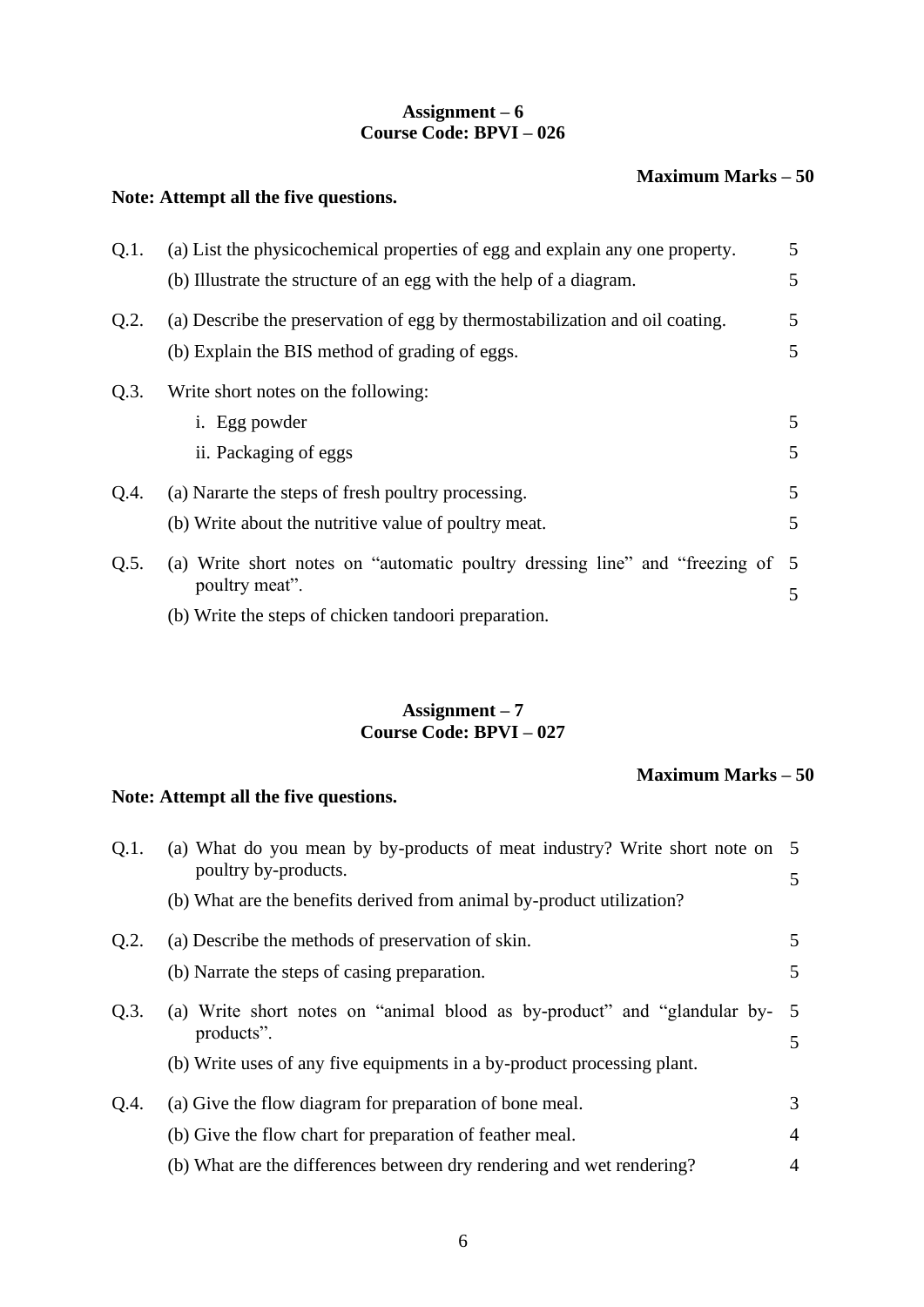## Assignment – 6
## Course Code: BPVI – 026

**Maximum Marks – 50**

**Note: Attempt all the five questions.**

| | | |
|---|---|---|
| Q.1. | (a) List the physicochemical properties of egg and explain any one property. | 5 |
| | (b) Illustrate the structure of an egg with the help of a diagram. | 5 |
| Q.2. | (a) Describe the preservation of egg by thermostabilization and oil coating. | 5 |
| | (b) Explain the BIS method of grading of eggs. | 5 |
| Q.3. | Write short notes on the following: | |
| | i. Egg powder | 5 |
| | ii. Packaging of eggs | 5 |
| Q.4. | (a) Nararte the steps of fresh poultry processing. | 5 |
| | (b) Write about the nutritive value of poultry meat. | 5 |
| Q.5. | (a) Write short notes on "automatic poultry dressing line" and "freezing of poultry meat". | 5 |
| | (b) Write the steps of chicken tandoori preparation. | 5 |

## Assignment – 7
## Course Code: BPVI – 027

**Maximum Marks – 50**

**Note: Attempt all the five questions.**

| | | |
|---|---|---|
| Q.1. | (a) What do you mean by by-products of meat industry? Write short note on poultry by-products. | 5 |
| | (b) What are the benefits derived from animal by-product utilization? | 5 |
| Q.2. | (a) Describe the methods of preservation of skin. | 5 |
| | (b) Narrate the steps of casing preparation. | 5 |
| Q.3. | (a) Write short notes on "animal blood as by-product" and "glandular by-products". | 5 |
| | (b) Write uses of any five equipments in a by-product processing plant. | 5 |
| Q.4. | (a) Give the flow diagram for preparation of bone meal. | 3 |
| | (b) Give the flow chart for preparation of feather meal. | 4 |
| | (b) What are the differences between dry rendering and wet rendering? | 4 |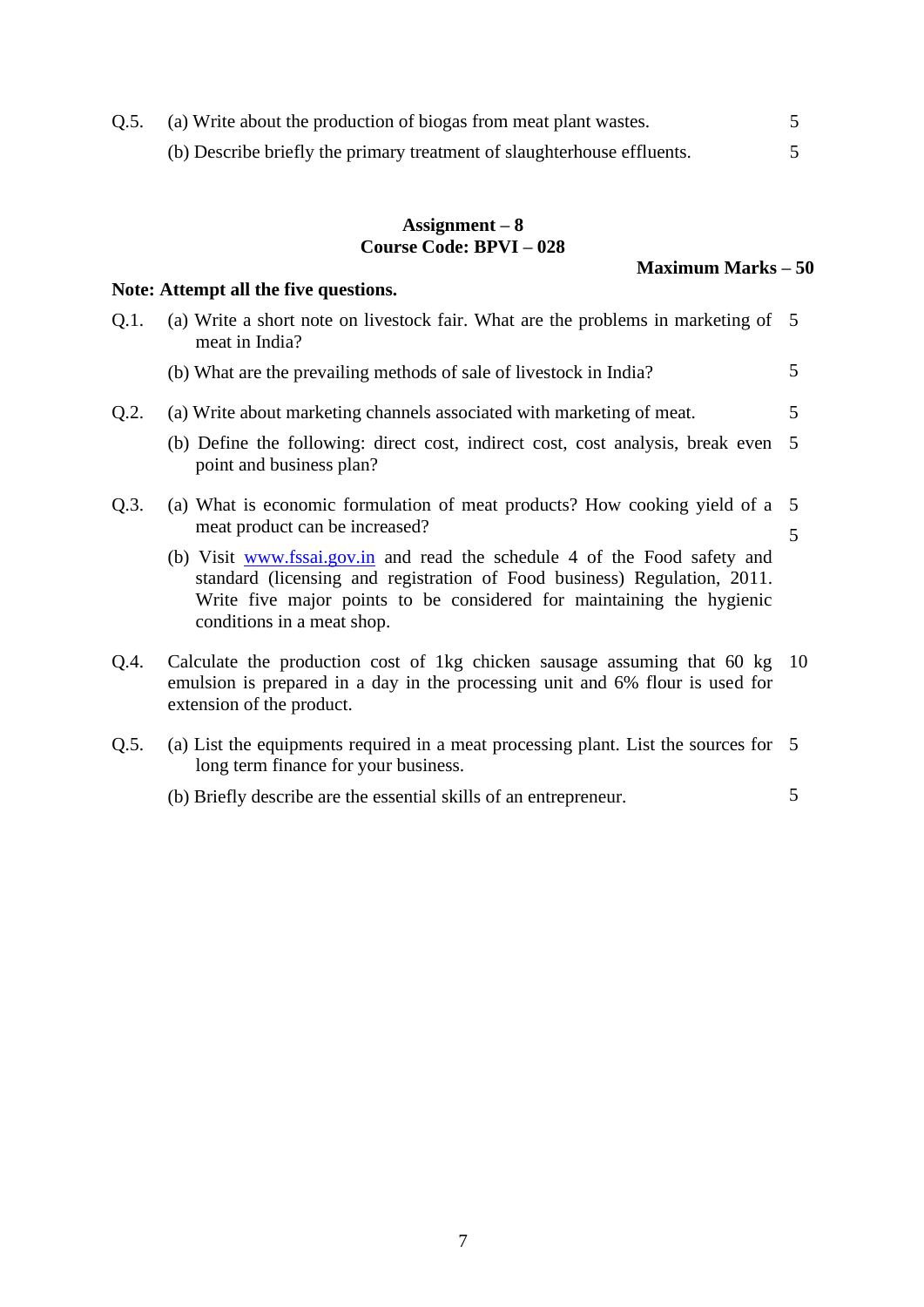Q.5. (a) Write about the production of biogas from meat plant wastes. 5

(b) Describe briefly the primary treatment of slaughterhouse effluents. 5

**Assignment – 8**
**Course Code: BPVI – 028**

**Maximum Marks – 50**

**Note: Attempt all the five questions.**

Q.1. (a) Write a short note on livestock fair. What are the problems in marketing of meat in India? 5

(b) What are the prevailing methods of sale of livestock in India? 5

Q.2. (a) Write about marketing channels associated with marketing of meat. 5

(b) Define the following: direct cost, indirect cost, cost analysis, break even point and business plan? 5

Q.3. (a) What is economic formulation of meat products? How cooking yield of a meat product can be increased? 5

(b) Visit [www.fssai.gov.in](http://www.fssai.gov.in) and read the schedule 4 of the Food safety and standard (licensing and registration of Food business) Regulation, 2011. Write five major points to be considered for maintaining the hygienic conditions in a meat shop. 5

Q.4. Calculate the production cost of 1kg chicken sausage assuming that 60 kg emulsion is prepared in a day in the processing unit and 6% flour is used for extension of the product. 10

Q.5. (a) List the equipments required in a meat processing plant. List the sources for long term finance for your business. 5

(b) Briefly describe are the essential skills of an entrepreneur. 5